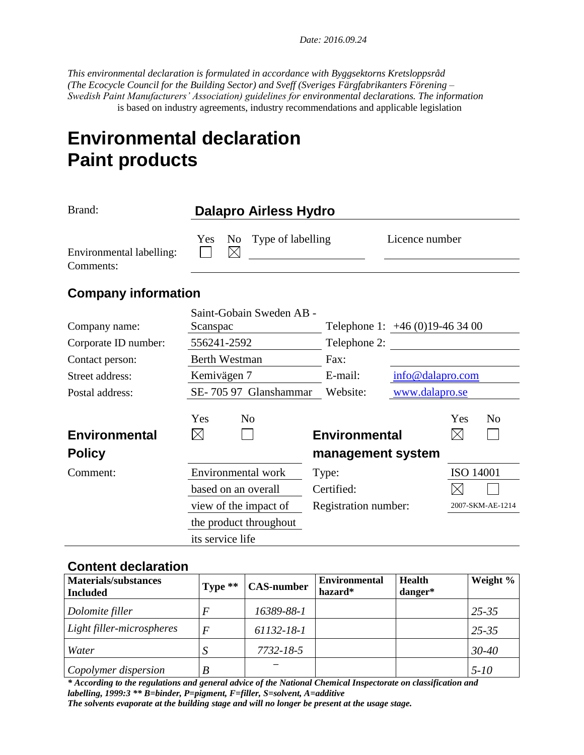*Date: 2016.09.24*

*This environmental declaration is formulated in accordance with Byggsektorns Kretsloppsråd (The Ecocycle Council for the Building Sector) and Sveff (Sveriges Färgfabrikanters Förening – Swedish Paint Manufacturers' Association) guidelines for environmental declarations. The information* is based on industry agreements, industry recommendations and applicable legislation

# Environmental declaration
# Paint products

Brand: **Dalapro Airless Hydro**

| | Yes | No | Type of labelling | Licence number |
|---|---|---|---|---|
| Environmental labelling: | ☐ | ☒ | | |
| Comments: | | | | |

## Company information

| | | | |
|---|---|---|---|
| Company name: | Saint-Gobain Sweden AB - Scanspac | Telephone 1: | +46 (0)19-46 34 00 |
| Corporate ID number: | 556241-2592 | Telephone 2: | |
| Contact person: | Berth Westman | Fax: | |
| Street address: | Kemivägen 7 | E-mail: | info@dalapro.com |
| Postal address: | SE- 705 97 Glanshammar | Website: | www.dalapro.se |

| | Yes | No | | Yes | No |
|---|---|---|---|---|---|
| **Environmental Policy** | ☒ | ☐ | **Environmental management system** | ☒ | ☐ |
| Comment: | Environmental work based on an overall view of the impact of the product throughout its service life | | Type: | ISO 14001 | |
| | | | Certified: | ☒ | ☐ |
| | | | Registration number: | 2007-SKM-AE-1214 | |

## Content declaration

| Materials/substances Included | Type ** | CAS-number | Environmental hazard* | Health danger* | Weight % |
|---|---|---|---|---|---|
| *Dolomite filler* | *F* | *16389-88-1* | | | *25-35* |
| *Light filler-microspheres* | *F* | *61132-18-1* | | | *25-35* |
| *Water* | *S* | *7732-18-5* | | | *30-40* |
| *Copolymer dispersion* | *B* | – | | | *5-10* |

***** According to the regulations and general advice of the National Chemical Inspectorate on classification and labelling, 1999:3 ** B=binder, P=pigment, F=filler, S=solvent, A=additive***

***The solvents evaporate at the building stage and will no longer be present at the usage stage.***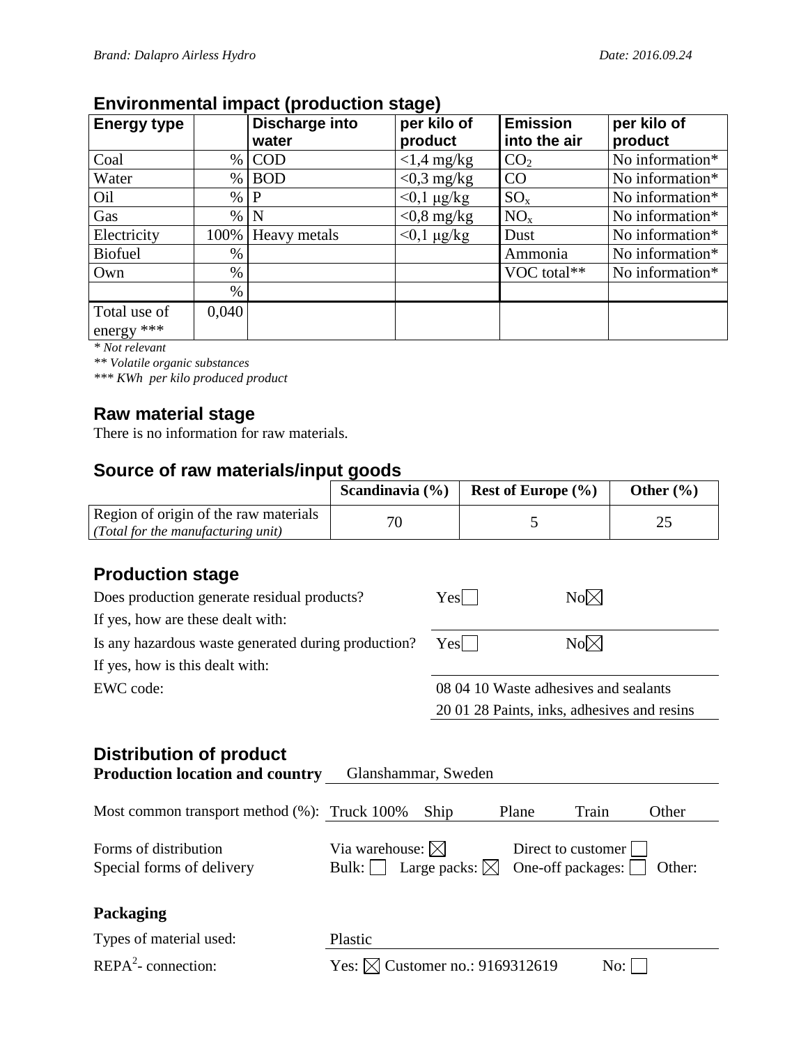## Environmental impact (production stage)

| Energy type | | Discharge into water | per kilo of product | Emission into the air | per kilo of product |
|---|---|---|---|---|---|
| Coal | % | COD | <1,4 mg/kg | $CO_2$ | No information* |
| Water | % | BOD | <0,3 mg/kg | CO | No information* |
| Oil | % | P | <0,1 µg/kg | $SO_x$ | No information* |
| Gas | % | N | <0,8 mg/kg | $NO_x$ | No information* |
| Electricity | 100% | Heavy metals | <0,1 µg/kg | Dust | No information* |
| Biofuel | % | | | Ammonia | No information* |
| Own | % | | | VOC total** | No information* |
| | % | | | | |
| Total use of energy *** | 0,040 | | | | |

*\* Not relevant*

*\*\* Volatile organic substances*

*\*\*\* KWh per kilo produced product*

## Raw material stage

There is no information for raw materials.

## Source of raw materials/input goods

| | Scandinavia (%) | Rest of Europe (%) | Other (%) |
|---|---|---|---|
| Region of origin of the raw materials *(Total for the manufacturing unit)* | 70 | 5 | 25 |

## Production stage

Does production generate residual products? Yes ☐ No ☒

If yes, how are these dealt with:

Is any hazardous waste generated during production? Yes ☐ No ☒

If yes, how is this dealt with:

EWC code: 08 04 10 Waste adhesives and sealants
20 01 28 Paints, inks, adhesives and resins

## Distribution of product

**Production location and country** Glanshammar, Sweden

Most common transport method (%): Truck 100% Ship Plane Train Other

Forms of distribution: Via warehouse: ☒ Direct to customer ☐

Special forms of delivery: Bulk: ☐ Large packs: ☒ One-off packages: ☐ Other:

**Packaging**

Types of material used: Plastic

REPA[2]- connection: Yes: ☒ Customer no.: 9169312619 No: ☐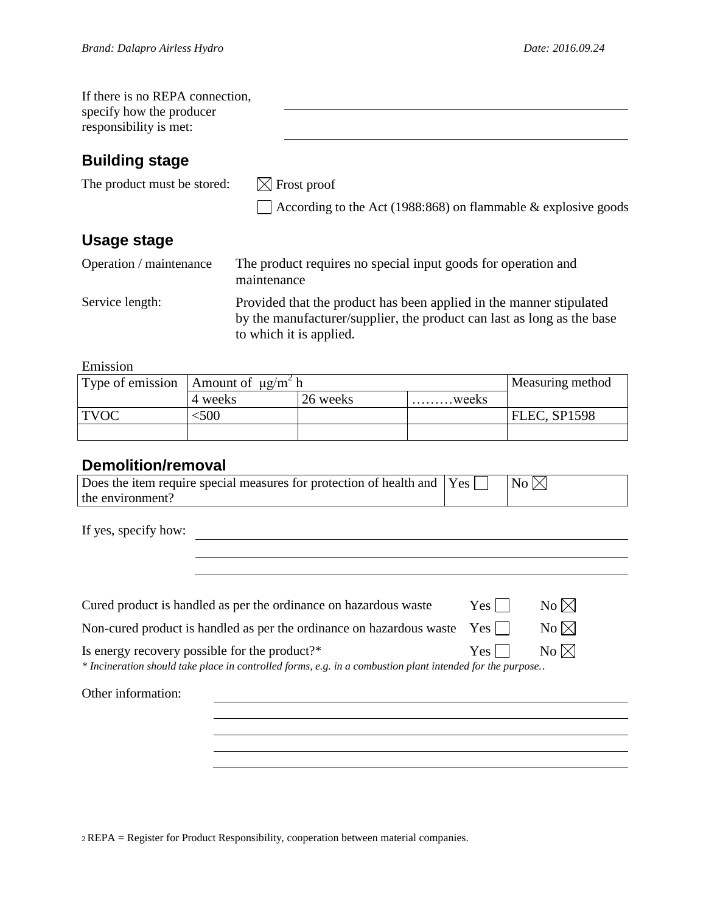If there is no REPA connection, specify how the producer responsibility is met:

## Building stage

The product must be stored: ☒ Frost proof

☐ According to the Act (1988:868) on flammable & explosive goods

## Usage stage

Operation / maintenance: The product requires no special input goods for operation and maintenance

Service length: Provided that the product has been applied in the manner stipulated by the manufacturer/supplier, the product can last as long as the base to which it is applied.

Emission

| Type of emission | Amount of µg/m² h | | | Measuring method |
|---|---|---|---|---|
| | 4 weeks | 26 weeks | ………weeks | |
| TVOC | <500 | | | FLEC, SP1598 |
| | | | | |

## Demolition/removal

| Does the item require special measures for protection of health and the environment? | Yes ☐ | No ☒ |
|---|---|---|

If yes, specify how:

Cured product is handled as per the ordinance on hazardous waste Yes ☐ No ☒

Non-cured product is handled as per the ordinance on hazardous waste Yes ☐ No ☒

Is energy recovery possible for the product?* Yes ☐ No ☒

*\* Incineration should take place in controlled forms, e.g. in a combustion plant intended for the purpose..*

Other information:

[2] REPA = Register for Product Responsibility, cooperation between material companies.